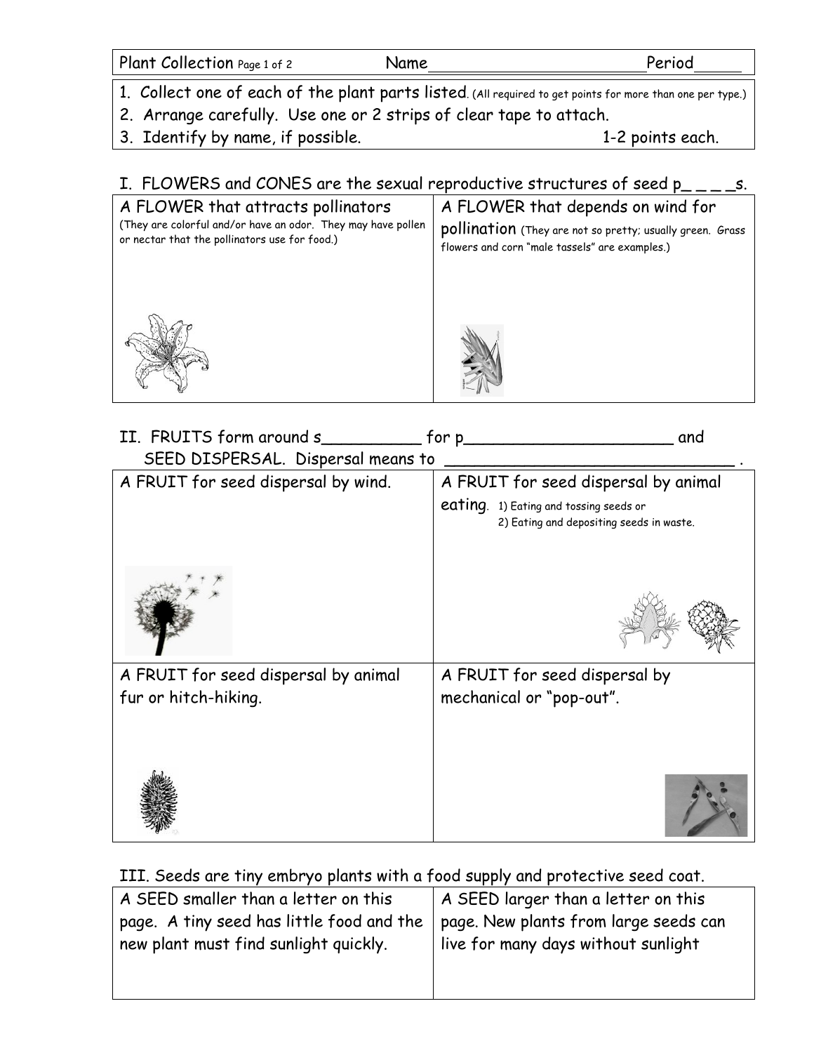| Plant Collection Page 1 of 2 | Name____________________ | Period_____ |
|---|---|---|

1. Collect one of each of the plant parts listed. (All required to get points for more than one per type.)
2. Arrange carefully. Use one or 2 strips of clear tape to attach.
3. Identify by name, if possible. 1-2 points each.

## I. FLOWERS and CONES are the sexual reproductive structures of seed p_ _ _ _s.

| A FLOWER that attracts pollinators (They are colorful and/or have an odor. They may have pollen or nectar that the pollinators use for food.) | A FLOWER that depends on wind for pollination (They are not so pretty; usually green. Grass flowers and corn "male tassels" are examples.) |
|---|---|

## II. FRUITS form around s__________ for p______________________ and SEED DISPERSAL. Dispersal means to ______________________________ .

| A FRUIT for seed dispersal by wind. | A FRUIT for seed dispersal by animal eating. 1) Eating and tossing seeds or 2) Eating and depositing seeds in waste. |
|---|---|
| A FRUIT for seed dispersal by animal fur or hitch-hiking. | A FRUIT for seed dispersal by mechanical or "pop-out". |

## III. Seeds are tiny embryo plants with a food supply and protective seed coat.

| A SEED smaller than a letter on this page. A tiny seed has little food and the new plant must find sunlight quickly. | A SEED larger than a letter on this page. New plants from large seeds can live for many days without sunlight |
|---|---|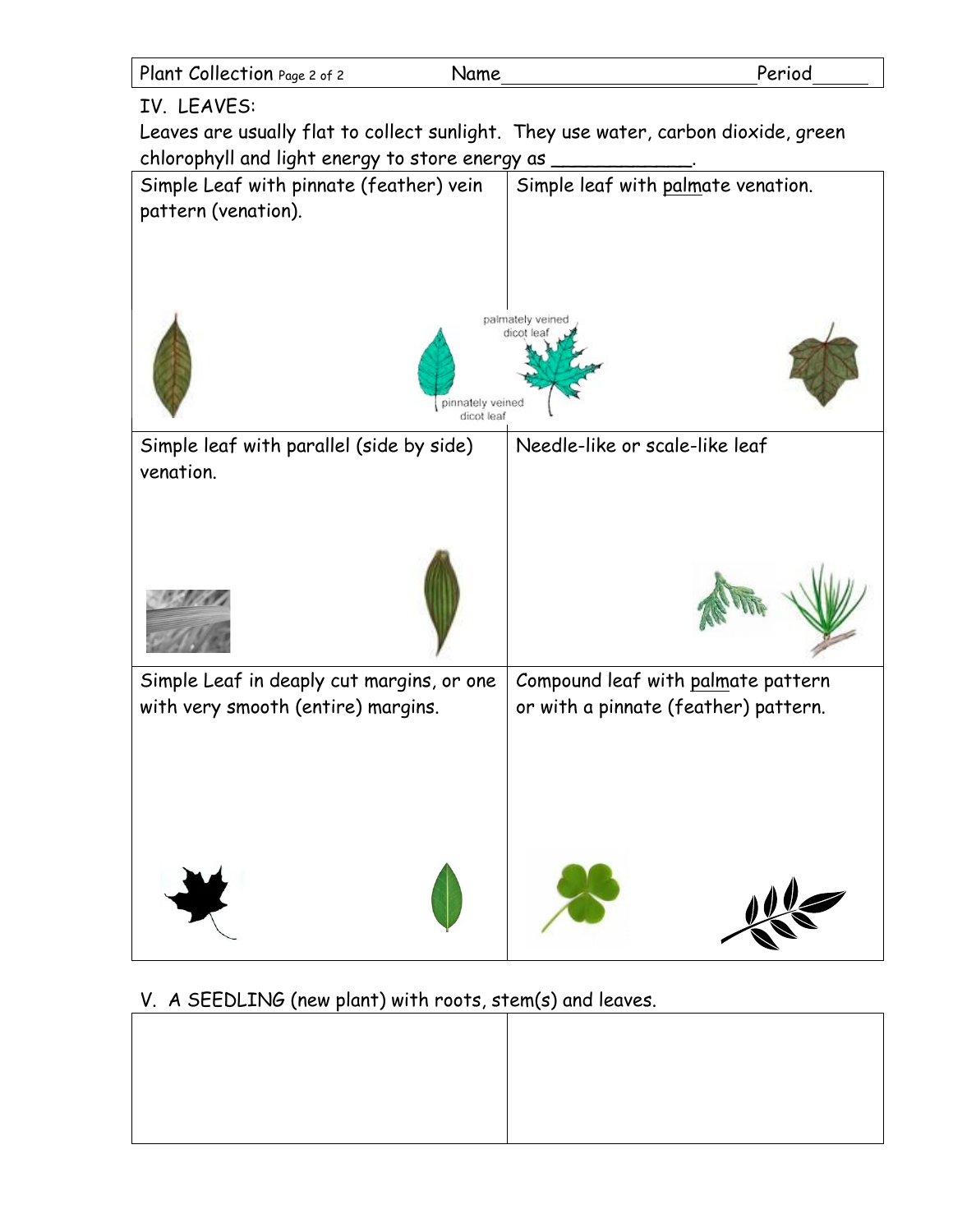Plant Collection Page 2 of 2 Name______________________ Period_____

## IV. LEAVES:

Leaves are usually flat to collect sunlight. They use water, carbon dioxide, green chlorophyll and light energy to store energy as ____________.

| | |
|---|---|
| Simple Leaf with pinnate (feather) vein pattern (venation).<br><br>pinnately veined dicot leaf | Simple leaf with palmate venation.<br><br>palmately veined dicot leaf |
| Simple leaf with parallel (side by side) venation. | Needle-like or scale-like leaf |
| Simple Leaf in deaply cut margins, or one with very smooth (entire) margins. | Compound leaf with palmate pattern or with a pinnate (feather) pattern. |

## V. A SEEDLING (new plant) with roots, stem(s) and leaves.

| | |
|---|---|
| | |